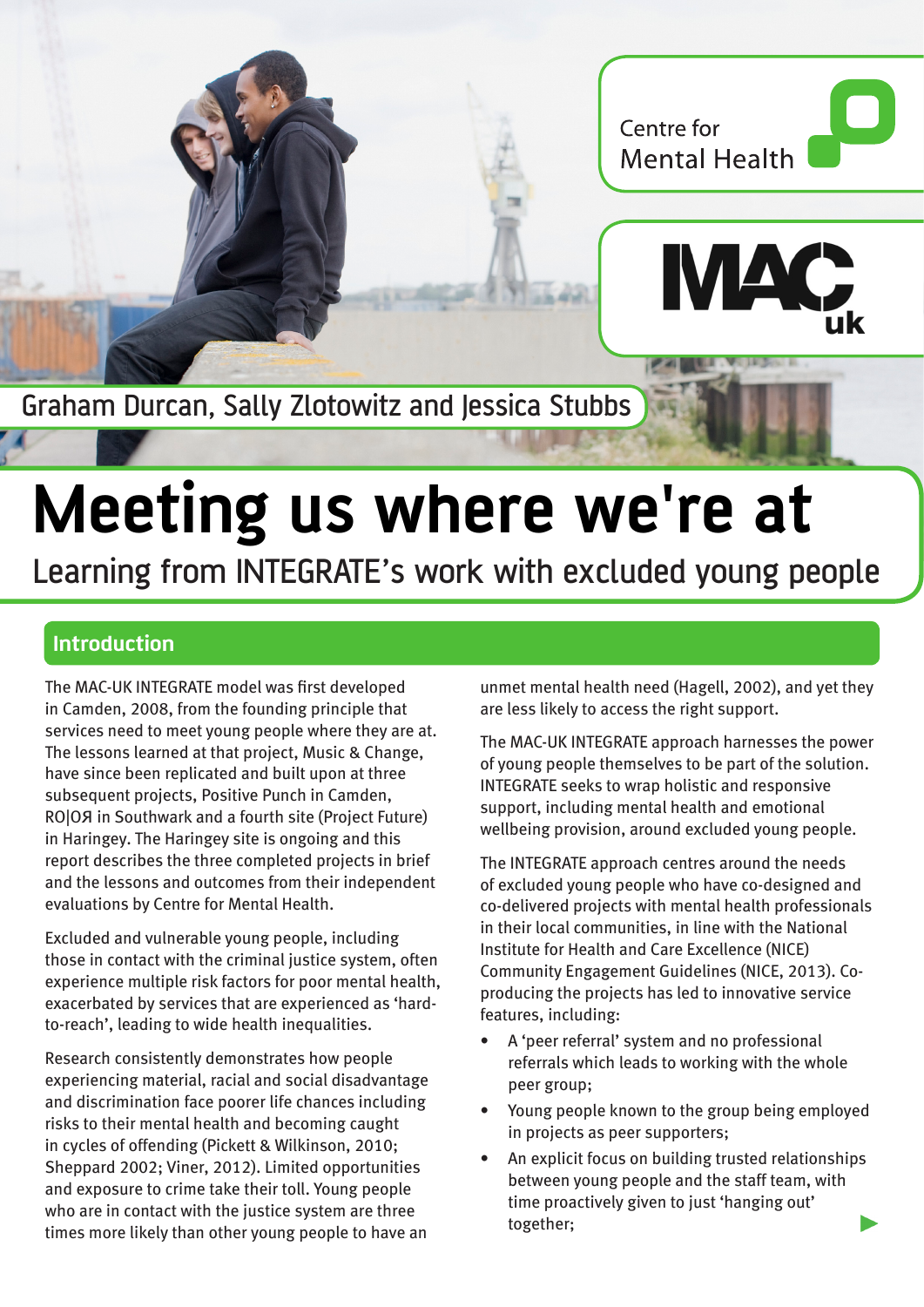Centre for Mental Health

MAC uk

Graham Durcan, Sally Zlotowitz and Jessica Stubbs

# Meeting us where we're at

## Learning from INTEGRATE's work with excluded young people

## Introduction

The MAC-UK INTEGRATE model was first developed in Camden, 2008, from the founding principle that services need to meet young people where they are at. The lessons learned at that project, Music & Change, have since been replicated and built upon at three subsequent projects, Positive Punch in Camden, RO|OЯ in Southwark and a fourth site (Project Future) in Haringey. The Haringey site is ongoing and this report describes the three completed projects in brief and the lessons and outcomes from their independent evaluations by Centre for Mental Health.

Excluded and vulnerable young people, including those in contact with the criminal justice system, often experience multiple risk factors for poor mental health, exacerbated by services that are experienced as 'hard-to-reach', leading to wide health inequalities.

Research consistently demonstrates how people experiencing material, racial and social disadvantage and discrimination face poorer life chances including risks to their mental health and becoming caught in cycles of offending (Pickett & Wilkinson, 2010; Sheppard 2002; Viner, 2012). Limited opportunities and exposure to crime take their toll. Young people who are in contact with the justice system are three times more likely than other young people to have an unmet mental health need (Hagell, 2002), and yet they are less likely to access the right support.

The MAC-UK INTEGRATE approach harnesses the power of young people themselves to be part of the solution. INTEGRATE seeks to wrap holistic and responsive support, including mental health and emotional wellbeing provision, around excluded young people.

The INTEGRATE approach centres around the needs of excluded young people who have co-designed and co-delivered projects with mental health professionals in their local communities, in line with the National Institute for Health and Care Excellence (NICE) Community Engagement Guidelines (NICE, 2013). Co-producing the projects has led to innovative service features, including:

- A 'peer referral' system and no professional referrals which leads to working with the whole peer group;
- Young people known to the group being employed in projects as peer supporters;
- An explicit focus on building trusted relationships between young people and the staff team, with time proactively given to just 'hanging out' together;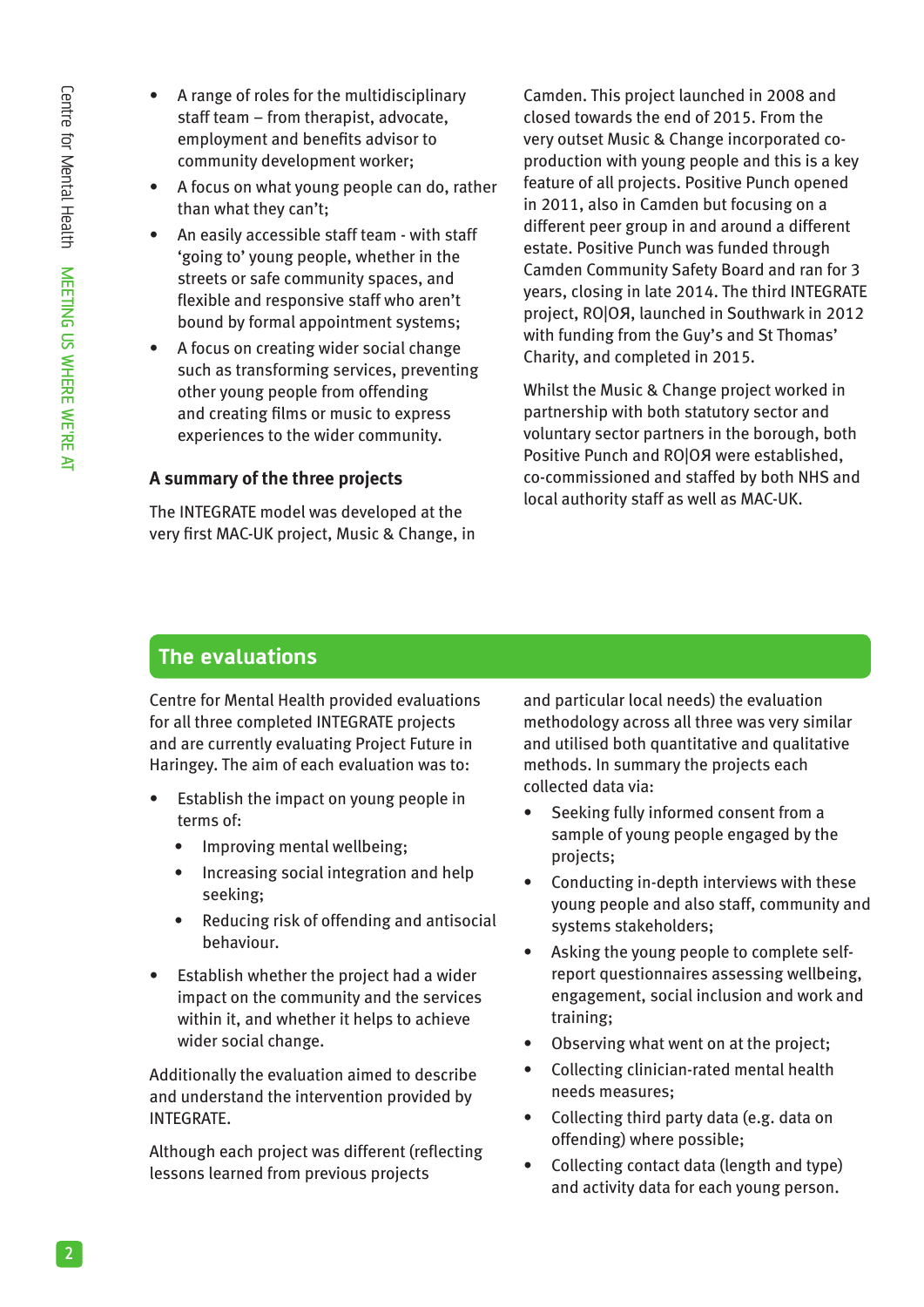- A range of roles for the multidisciplinary staff team – from therapist, advocate, employment and benefits advisor to community development worker;
- A focus on what young people can do, rather than what they can't;
- An easily accessible staff team - with staff 'going to' young people, whether in the streets or safe community spaces, and flexible and responsive staff who aren't bound by formal appointment systems;
- A focus on creating wider social change such as transforming services, preventing other young people from offending and creating films or music to express experiences to the wider community.

### A summary of the three projects

The INTEGRATE model was developed at the very first MAC-UK project, Music & Change, in Camden. This project launched in 2008 and closed towards the end of 2015. From the very outset Music & Change incorporated co-production with young people and this is a key feature of all projects. Positive Punch opened in 2011, also in Camden but focusing on a different peer group in and around a different estate. Positive Punch was funded through Camden Community Safety Board and ran for 3 years, closing in late 2014. The third INTEGRATE project, RO|OЯ, launched in Southwark in 2012 with funding from the Guy's and St Thomas' Charity, and completed in 2015.

Whilst the Music & Change project worked in partnership with both statutory sector and voluntary sector partners in the borough, both Positive Punch and RO|OЯ were established, co-commissioned and staffed by both NHS and local authority staff as well as MAC-UK.

## The evaluations

Centre for Mental Health provided evaluations for all three completed INTEGRATE projects and are currently evaluating Project Future in Haringey. The aim of each evaluation was to:

- Establish the impact on young people in terms of:
    - Improving mental wellbeing;
    - Increasing social integration and help seeking;
    - Reducing risk of offending and antisocial behaviour.
- Establish whether the project had a wider impact on the community and the services within it, and whether it helps to achieve wider social change.

Additionally the evaluation aimed to describe and understand the intervention provided by INTEGRATE.

Although each project was different (reflecting lessons learned from previous projects and particular local needs) the evaluation methodology across all three was very similar and utilised both quantitative and qualitative methods. In summary the projects each collected data via:

- Seeking fully informed consent from a sample of young people engaged by the projects;
- Conducting in-depth interviews with these young people and also staff, community and systems stakeholders;
- Asking the young people to complete self-report questionnaires assessing wellbeing, engagement, social inclusion and work and training;
- Observing what went on at the project;
- Collecting clinician-rated mental health needs measures;
- Collecting third party data (e.g. data on offending) where possible;
- Collecting contact data (length and type) and activity data for each young person.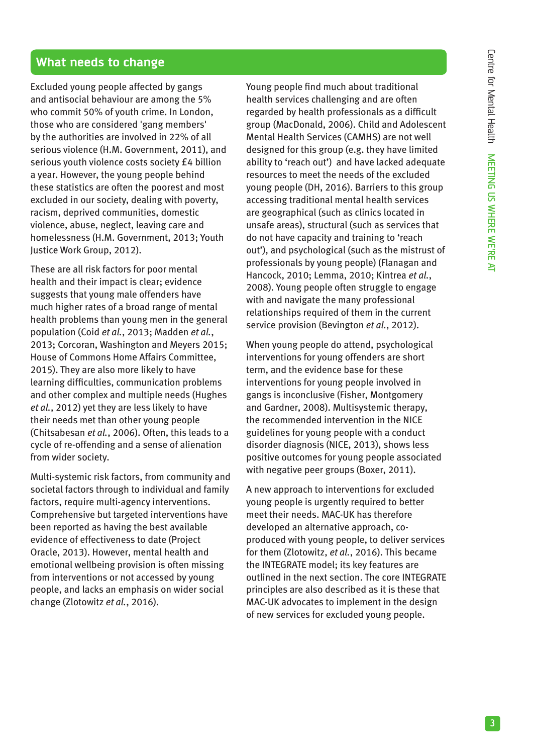## What needs to change

Excluded young people affected by gangs and antisocial behaviour are among the 5% who commit 50% of youth crime. In London, those who are considered 'gang members' by the authorities are involved in 22% of all serious violence (H.M. Government, 2011), and serious youth violence costs society £4 billion a year. However, the young people behind these statistics are often the poorest and most excluded in our society, dealing with poverty, racism, deprived communities, domestic violence, abuse, neglect, leaving care and homelessness (H.M. Government, 2013; Youth Justice Work Group, 2012).

These are all risk factors for poor mental health and their impact is clear; evidence suggests that young male offenders have much higher rates of a broad range of mental health problems than young men in the general population (Coid *et al.*, 2013; Madden *et al.*, 2013; Corcoran, Washington and Meyers 2015; House of Commons Home Affairs Committee, 2015). They are also more likely to have learning difficulties, communication problems and other complex and multiple needs (Hughes *et al.*, 2012) yet they are less likely to have their needs met than other young people (Chitsabesan *et al.*, 2006). Often, this leads to a cycle of re-offending and a sense of alienation from wider society.

Multi-systemic risk factors, from community and societal factors through to individual and family factors, require multi-agency interventions. Comprehensive but targeted interventions have been reported as having the best available evidence of effectiveness to date (Project Oracle, 2013). However, mental health and emotional wellbeing provision is often missing from interventions or not accessed by young people, and lacks an emphasis on wider social change (Zlotowitz *et al.*, 2016).

Young people find much about traditional health services challenging and are often regarded by health professionals as a difficult group (MacDonald, 2006). Child and Adolescent Mental Health Services (CAMHS) are not well designed for this group (e.g. they have limited ability to 'reach out') and have lacked adequate resources to meet the needs of the excluded young people (DH, 2016). Barriers to this group accessing traditional mental health services are geographical (such as clinics located in unsafe areas), structural (such as services that do not have capacity and training to 'reach out'), and psychological (such as the mistrust of professionals by young people) (Flanagan and Hancock, 2010; Lemma, 2010; Kintrea *et al.*, 2008). Young people often struggle to engage with and navigate the many professional relationships required of them in the current service provision (Bevington *et al.*, 2012).

When young people do attend, psychological interventions for young offenders are short term, and the evidence base for these interventions for young people involved in gangs is inconclusive (Fisher, Montgomery and Gardner, 2008). Multisystemic therapy, the recommended intervention in the NICE guidelines for young people with a conduct disorder diagnosis (NICE, 2013), shows less positive outcomes for young people associated with negative peer groups (Boxer, 2011).

A new approach to interventions for excluded young people is urgently required to better meet their needs. MAC-UK has therefore developed an alternative approach, co-produced with young people, to deliver services for them (Zlotowitz, *et al.*, 2016). This became the INTEGRATE model; its key features are outlined in the next section. The core INTEGRATE principles are also described as it is these that MAC-UK advocates to implement in the design of new services for excluded young people.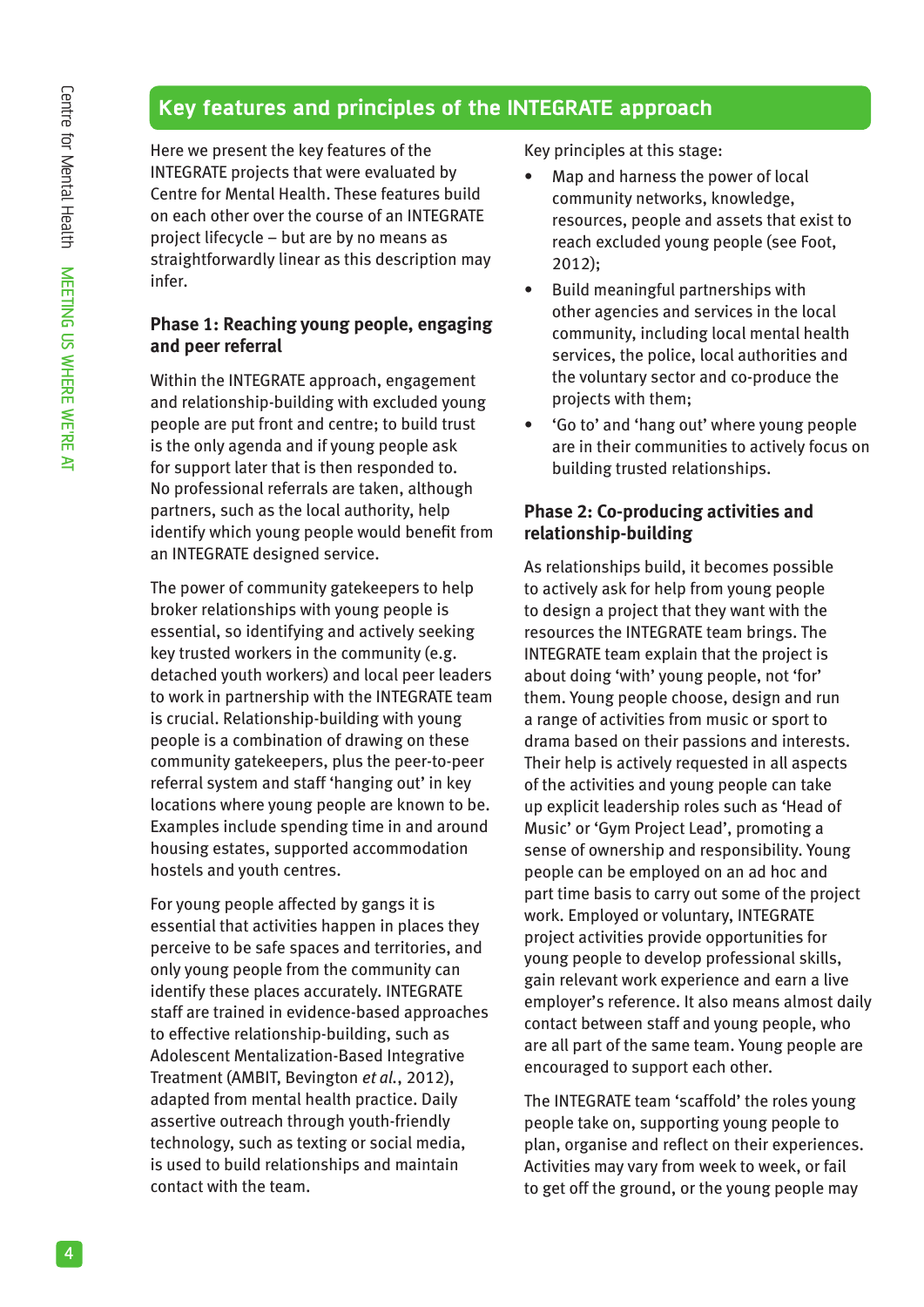## Key features and principles of the INTEGRATE approach

Here we present the key features of the INTEGRATE projects that were evaluated by Centre for Mental Health. These features build on each other over the course of an INTEGRATE project lifecycle – but are by no means as straightforwardly linear as this description may infer.

### Phase 1: Reaching young people, engaging and peer referral

Within the INTEGRATE approach, engagement and relationship-building with excluded young people are put front and centre; to build trust is the only agenda and if young people ask for support later that is then responded to. No professional referrals are taken, although partners, such as the local authority, help identify which young people would benefit from an INTEGRATE designed service.

The power of community gatekeepers to help broker relationships with young people is essential, so identifying and actively seeking key trusted workers in the community (e.g. detached youth workers) and local peer leaders to work in partnership with the INTEGRATE team is crucial. Relationship-building with young people is a combination of drawing on these community gatekeepers, plus the peer-to-peer referral system and staff 'hanging out' in key locations where young people are known to be. Examples include spending time in and around housing estates, supported accommodation hostels and youth centres.

For young people affected by gangs it is essential that activities happen in places they perceive to be safe spaces and territories, and only young people from the community can identify these places accurately. INTEGRATE staff are trained in evidence-based approaches to effective relationship-building, such as Adolescent Mentalization-Based Integrative Treatment (AMBIT, Bevington *et al.*, 2012), adapted from mental health practice. Daily assertive outreach through youth-friendly technology, such as texting or social media, is used to build relationships and maintain contact with the team.

Key principles at this stage:

- Map and harness the power of local community networks, knowledge, resources, people and assets that exist to reach excluded young people (see Foot, 2012);
- Build meaningful partnerships with other agencies and services in the local community, including local mental health services, the police, local authorities and the voluntary sector and co-produce the projects with them;
- 'Go to' and 'hang out' where young people are in their communities to actively focus on building trusted relationships.

### Phase 2: Co-producing activities and relationship-building

As relationships build, it becomes possible to actively ask for help from young people to design a project that they want with the resources the INTEGRATE team brings. The INTEGRATE team explain that the project is about doing 'with' young people, not 'for' them. Young people choose, design and run a range of activities from music or sport to drama based on their passions and interests. Their help is actively requested in all aspects of the activities and young people can take up explicit leadership roles such as 'Head of Music' or 'Gym Project Lead', promoting a sense of ownership and responsibility. Young people can be employed on an ad hoc and part time basis to carry out some of the project work. Employed or voluntary, INTEGRATE project activities provide opportunities for young people to develop professional skills, gain relevant work experience and earn a live employer's reference. It also means almost daily contact between staff and young people, who are all part of the same team. Young people are encouraged to support each other.

The INTEGRATE team 'scaffold' the roles young people take on, supporting young people to plan, organise and reflect on their experiences. Activities may vary from week to week, or fail to get off the ground, or the young people may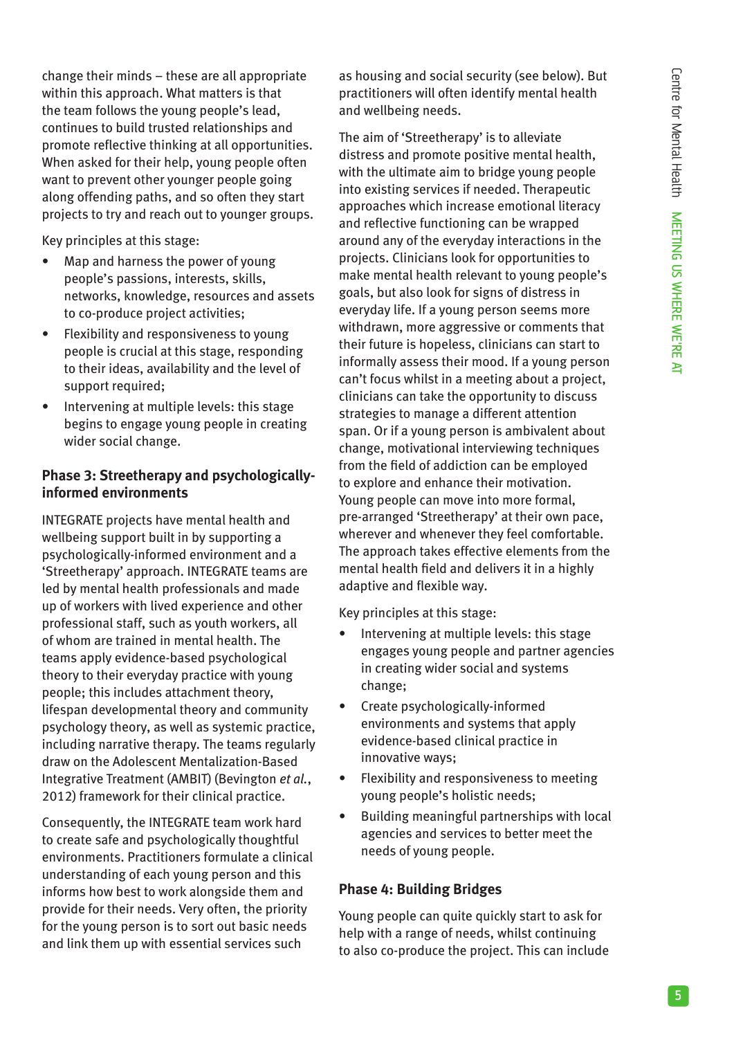change their minds – these are all appropriate within this approach. What matters is that the team follows the young people's lead, continues to build trusted relationships and promote reflective thinking at all opportunities. When asked for their help, young people often want to prevent other younger people going along offending paths, and so often they start projects to try and reach out to younger groups.

Key principles at this stage:

- Map and harness the power of young people's passions, interests, skills, networks, knowledge, resources and assets to co-produce project activities;
- Flexibility and responsiveness to young people is crucial at this stage, responding to their ideas, availability and the level of support required;
- Intervening at multiple levels: this stage begins to engage young people in creating wider social change.

### Phase 3: Streetherapy and psychologically-informed environments

INTEGRATE projects have mental health and wellbeing support built in by supporting a psychologically-informed environment and a 'Streetherapy' approach. INTEGRATE teams are led by mental health professionals and made up of workers with lived experience and other professional staff, such as youth workers, all of whom are trained in mental health. The teams apply evidence-based psychological theory to their everyday practice with young people; this includes attachment theory, lifespan developmental theory and community psychology theory, as well as systemic practice, including narrative therapy. The teams regularly draw on the Adolescent Mentalization-Based Integrative Treatment (AMBIT) (Bevington *et al.*, 2012) framework for their clinical practice.

Consequently, the INTEGRATE team work hard to create safe and psychologically thoughtful environments. Practitioners formulate a clinical understanding of each young person and this informs how best to work alongside them and provide for their needs. Very often, the priority for the young person is to sort out basic needs and link them up with essential services such as housing and social security (see below). But practitioners will often identify mental health and wellbeing needs.

The aim of 'Streetherapy' is to alleviate distress and promote positive mental health, with the ultimate aim to bridge young people into existing services if needed. Therapeutic approaches which increase emotional literacy and reflective functioning can be wrapped around any of the everyday interactions in the projects. Clinicians look for opportunities to make mental health relevant to young people's goals, but also look for signs of distress in everyday life. If a young person seems more withdrawn, more aggressive or comments that their future is hopeless, clinicians can start to informally assess their mood. If a young person can't focus whilst in a meeting about a project, clinicians can take the opportunity to discuss strategies to manage a different attention span. Or if a young person is ambivalent about change, motivational interviewing techniques from the field of addiction can be employed to explore and enhance their motivation. Young people can move into more formal, pre-arranged 'Streetherapy' at their own pace, wherever and whenever they feel comfortable. The approach takes effective elements from the mental health field and delivers it in a highly adaptive and flexible way.

Key principles at this stage:

- Intervening at multiple levels: this stage engages young people and partner agencies in creating wider social and systems change;
- Create psychologically-informed environments and systems that apply evidence-based clinical practice in innovative ways;
- Flexibility and responsiveness to meeting young people's holistic needs;
- Building meaningful partnerships with local agencies and services to better meet the needs of young people.

### Phase 4: Building Bridges

Young people can quite quickly start to ask for help with a range of needs, whilst continuing to also co-produce the project. This can include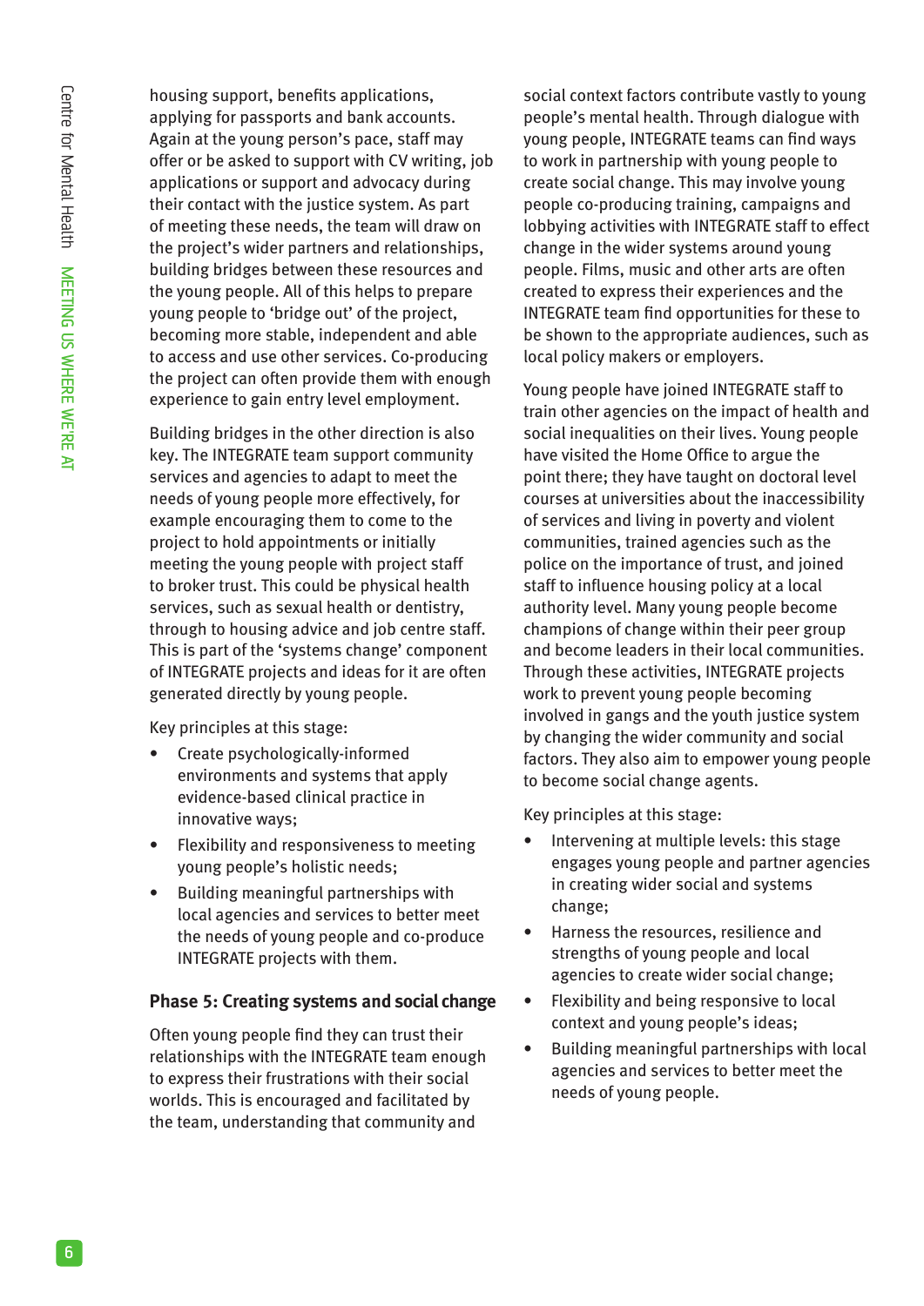housing support, benefits applications, applying for passports and bank accounts. Again at the young person's pace, staff may offer or be asked to support with CV writing, job applications or support and advocacy during their contact with the justice system. As part of meeting these needs, the team will draw on the project's wider partners and relationships, building bridges between these resources and the young people. All of this helps to prepare young people to 'bridge out' of the project, becoming more stable, independent and able to access and use other services. Co-producing the project can often provide them with enough experience to gain entry level employment.

Building bridges in the other direction is also key. The INTEGRATE team support community services and agencies to adapt to meet the needs of young people more effectively, for example encouraging them to come to the project to hold appointments or initially meeting the young people with project staff to broker trust. This could be physical health services, such as sexual health or dentistry, through to housing advice and job centre staff. This is part of the 'systems change' component of INTEGRATE projects and ideas for it are often generated directly by young people.

Key principles at this stage:

- Create psychologically-informed environments and systems that apply evidence-based clinical practice in innovative ways;
- Flexibility and responsiveness to meeting young people's holistic needs;
- Building meaningful partnerships with local agencies and services to better meet the needs of young people and co-produce INTEGRATE projects with them.

### Phase 5: Creating systems and social change

Often young people find they can trust their relationships with the INTEGRATE team enough to express their frustrations with their social worlds. This is encouraged and facilitated by the team, understanding that community and social context factors contribute vastly to young people's mental health. Through dialogue with young people, INTEGRATE teams can find ways to work in partnership with young people to create social change. This may involve young people co-producing training, campaigns and lobbying activities with INTEGRATE staff to effect change in the wider systems around young people. Films, music and other arts are often created to express their experiences and the INTEGRATE team find opportunities for these to be shown to the appropriate audiences, such as local policy makers or employers.

Young people have joined INTEGRATE staff to train other agencies on the impact of health and social inequalities on their lives. Young people have visited the Home Office to argue the point there; they have taught on doctoral level courses at universities about the inaccessibility of services and living in poverty and violent communities, trained agencies such as the police on the importance of trust, and joined staff to influence housing policy at a local authority level. Many young people become champions of change within their peer group and become leaders in their local communities. Through these activities, INTEGRATE projects work to prevent young people becoming involved in gangs and the youth justice system by changing the wider community and social factors. They also aim to empower young people to become social change agents.

Key principles at this stage:

- Intervening at multiple levels: this stage engages young people and partner agencies in creating wider social and systems change;
- Harness the resources, resilience and strengths of young people and local agencies to create wider social change;
- Flexibility and being responsive to local context and young people's ideas;
- Building meaningful partnerships with local agencies and services to better meet the needs of young people.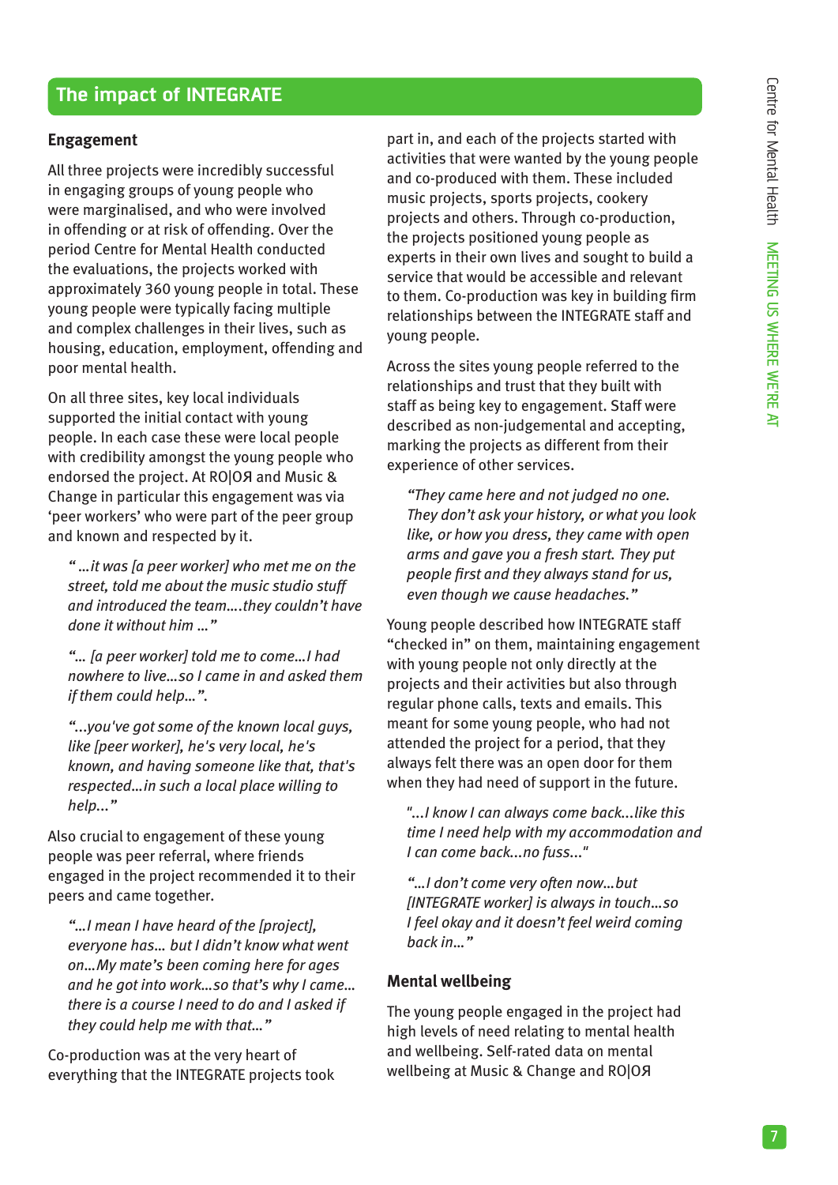## The impact of INTEGRATE

### Engagement

All three projects were incredibly successful in engaging groups of young people who were marginalised, and who were involved in offending or at risk of offending. Over the period Centre for Mental Health conducted the evaluations, the projects worked with approximately 360 young people in total. These young people were typically facing multiple and complex challenges in their lives, such as housing, education, employment, offending and poor mental health.

On all three sites, key local individuals supported the initial contact with young people. In each case these were local people with credibility amongst the young people who endorsed the project. At RO|OЯ and Music & Change in particular this engagement was via 'peer workers' who were part of the peer group and known and respected by it.

> *"…it was [a peer worker] who met me on the street, told me about the music studio stuff and introduced the team….they couldn't have done it without him …"*

> *"… [a peer worker] told me to come…I had nowhere to live…so I came in and asked them if them could help…".*

> *"...you've got some of the known local guys, like [peer worker], he's very local, he's known, and having someone like that, that's respected…in such a local place willing to help..."*

Also crucial to engagement of these young people was peer referral, where friends engaged in the project recommended it to their peers and came together.

> *"…I mean I have heard of the [project], everyone has… but I didn't know what went on…My mate's been coming here for ages and he got into work…so that's why I came… there is a course I need to do and I asked if they could help me with that…"*

Co-production was at the very heart of everything that the INTEGRATE projects took part in, and each of the projects started with activities that were wanted by the young people and co-produced with them. These included music projects, sports projects, cookery projects and others. Through co-production, the projects positioned young people as experts in their own lives and sought to build a service that would be accessible and relevant to them. Co-production was key in building firm relationships between the INTEGRATE staff and young people.

Across the sites young people referred to the relationships and trust that they built with staff as being key to engagement. Staff were described as non-judgemental and accepting, marking the projects as different from their experience of other services.

> *"They came here and not judged no one. They don't ask your history, or what you look like, or how you dress, they came with open arms and gave you a fresh start. They put people first and they always stand for us, even though we cause headaches."*

Young people described how INTEGRATE staff "checked in" on them, maintaining engagement with young people not only directly at the projects and their activities but also through regular phone calls, texts and emails. This meant for some young people, who had not attended the project for a period, that they always felt there was an open door for them when they had need of support in the future.

> *"...I know I can always come back...like this time I need help with my accommodation and I can come back...no fuss..."*

> *"…I don't come very often now…but [INTEGRATE worker] is always in touch…so I feel okay and it doesn't feel weird coming back in…"*

### Mental wellbeing

The young people engaged in the project had high levels of need relating to mental health and wellbeing. Self-rated data on mental wellbeing at Music & Change and RO|OЯ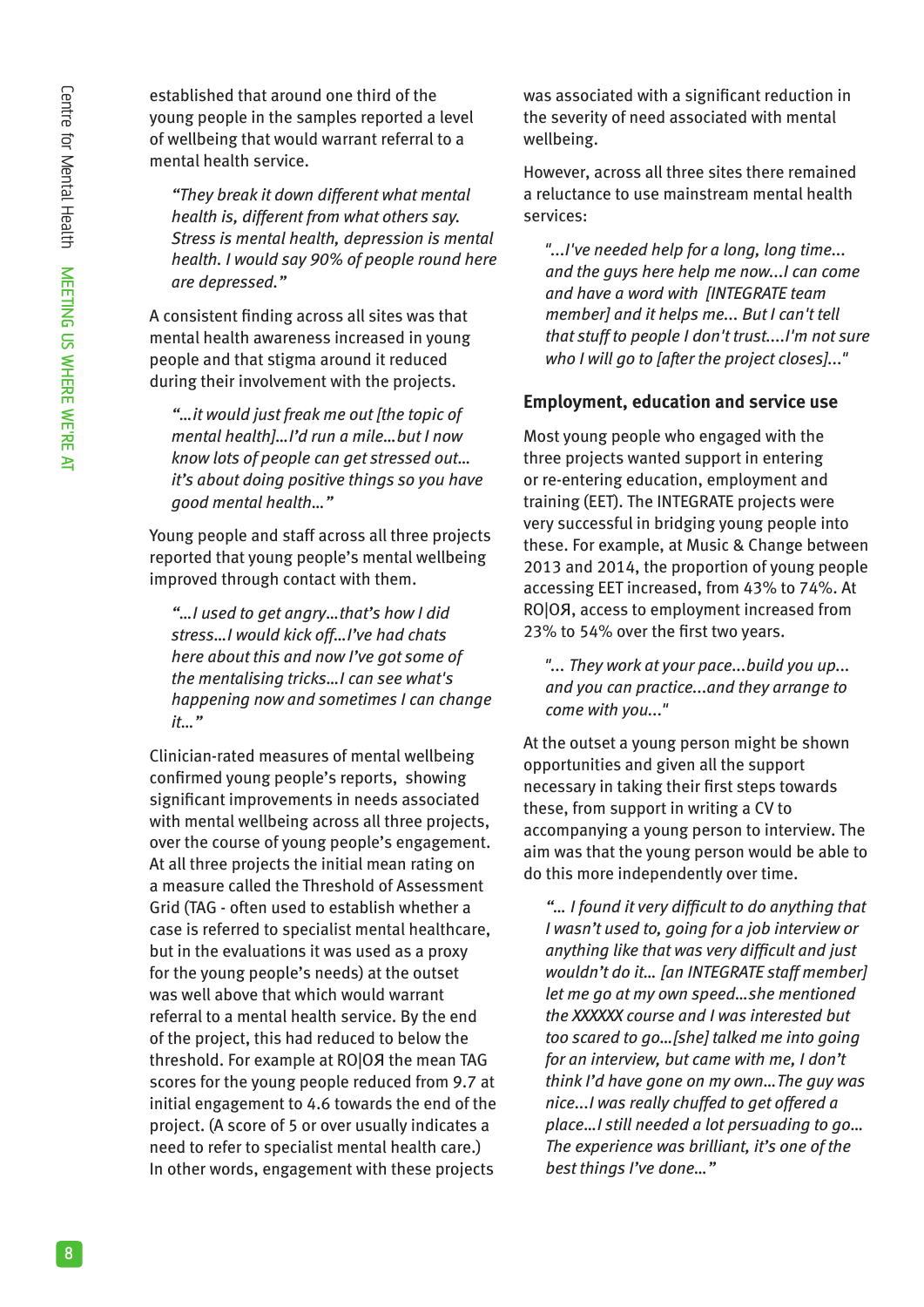established that around one third of the young people in the samples reported a level of wellbeing that would warrant referral to a mental health service.

> *"They break it down different what mental health is, different from what others say. Stress is mental health, depression is mental health. I would say 90% of people round here are depressed."*

A consistent finding across all sites was that mental health awareness increased in young people and that stigma around it reduced during their involvement with the projects.

> *"...it would just freak me out [the topic of mental health]...I'd run a mile...but I now know lots of people can get stressed out... it's about doing positive things so you have good mental health..."*

Young people and staff across all three projects reported that young people's mental wellbeing improved through contact with them.

> *"...I used to get angry...that's how I did stress...I would kick off...I've had chats here about this and now I've got some of the mentalising tricks...I can see what's happening now and sometimes I can change it..."*

Clinician-rated measures of mental wellbeing confirmed young people's reports, showing significant improvements in needs associated with mental wellbeing across all three projects, over the course of young people's engagement. At all three projects the initial mean rating on a measure called the Threshold of Assessment Grid (TAG - often used to establish whether a case is referred to specialist mental healthcare, but in the evaluations it was used as a proxy for the young people's needs) at the outset was well above that which would warrant referral to a mental health service. By the end of the project, this had reduced to below the threshold. For example at RO|OЯ the mean TAG scores for the young people reduced from 9.7 at initial engagement to 4.6 towards the end of the project. (A score of 5 or over usually indicates a need to refer to specialist mental health care.) In other words, engagement with these projects was associated with a significant reduction in the severity of need associated with mental wellbeing.

However, across all three sites there remained a reluctance to use mainstream mental health services:

> *"...I've needed help for a long, long time... and the guys here help me now...I can come and have a word with [INTEGRATE team member] and it helps me... But I can't tell that stuff to people I don't trust....I'm not sure who I will go to [after the project closes]..."*

## Employment, education and service use

Most young people who engaged with the three projects wanted support in entering or re-entering education, employment and training (EET). The INTEGRATE projects were very successful in bridging young people into these. For example, at Music & Change between 2013 and 2014, the proportion of young people accessing EET increased, from 43% to 74%. At RO|OЯ, access to employment increased from 23% to 54% over the first two years.

> *"... They work at your pace...build you up... and you can practice...and they arrange to come with you..."*

At the outset a young person might be shown opportunities and given all the support necessary in taking their first steps towards these, from support in writing a CV to accompanying a young person to interview. The aim was that the young person would be able to do this more independently over time.

> *"... I found it very difficult to do anything that I wasn't used to, going for a job interview or anything like that was very difficult and just wouldn't do it... [an INTEGRATE staff member] let me go at my own speed...she mentioned the XXXXXX course and I was interested but too scared to go...[she] talked me into going for an interview, but came with me, I don't think I'd have gone on my own...The guy was nice...I was really chuffed to get offered a place...I still needed a lot persuading to go... The experience was brilliant, it's one of the best things I've done..."*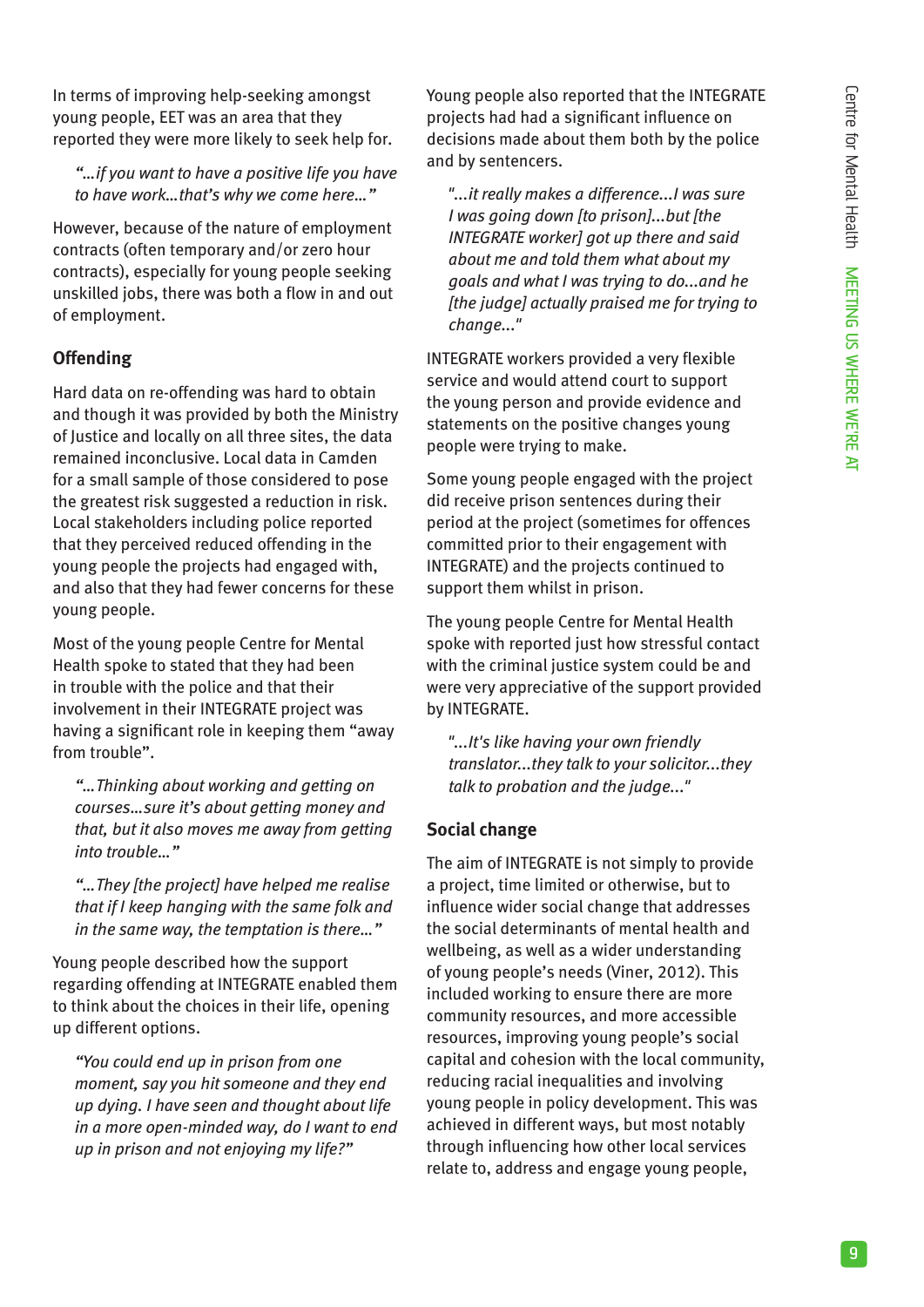In terms of improving help-seeking amongst young people, EET was an area that they reported they were more likely to seek help for.

> *"…if you want to have a positive life you have to have work…that's why we come here…"*

However, because of the nature of employment contracts (often temporary and/or zero hour contracts), especially for young people seeking unskilled jobs, there was both a flow in and out of employment.

### Offending

Hard data on re-offending was hard to obtain and though it was provided by both the Ministry of Justice and locally on all three sites, the data remained inconclusive. Local data in Camden for a small sample of those considered to pose the greatest risk suggested a reduction in risk. Local stakeholders including police reported that they perceived reduced offending in the young people the projects had engaged with, and also that they had fewer concerns for these young people.

Most of the young people Centre for Mental Health spoke to stated that they had been in trouble with the police and that their involvement in their INTEGRATE project was having a significant role in keeping them "away from trouble".

> *"…Thinking about working and getting on courses…sure it's about getting money and that, but it also moves me away from getting into trouble…"*

> *"…They [the project] have helped me realise that if I keep hanging with the same folk and in the same way, the temptation is there…"*

Young people described how the support regarding offending at INTEGRATE enabled them to think about the choices in their life, opening up different options.

> *"You could end up in prison from one moment, say you hit someone and they end up dying. I have seen and thought about life in a more open-minded way, do I want to end up in prison and not enjoying my life?"*

Young people also reported that the INTEGRATE projects had had a significant influence on decisions made about them both by the police and by sentencers.

> *"...it really makes a difference...I was sure I was going down [to prison]...but [the INTEGRATE worker] got up there and said about me and told them what about my goals and what I was trying to do...and he [the judge] actually praised me for trying to change..."*

INTEGRATE workers provided a very flexible service and would attend court to support the young person and provide evidence and statements on the positive changes young people were trying to make.

Some young people engaged with the project did receive prison sentences during their period at the project (sometimes for offences committed prior to their engagement with INTEGRATE) and the projects continued to support them whilst in prison.

The young people Centre for Mental Health spoke with reported just how stressful contact with the criminal justice system could be and were very appreciative of the support provided by INTEGRATE.

> *"...It's like having your own friendly translator...they talk to your solicitor...they talk to probation and the judge..."*

### Social change

The aim of INTEGRATE is not simply to provide a project, time limited or otherwise, but to influence wider social change that addresses the social determinants of mental health and wellbeing, as well as a wider understanding of young people's needs (Viner, 2012). This included working to ensure there are more community resources, and more accessible resources, improving young people's social capital and cohesion with the local community, reducing racial inequalities and involving young people in policy development. This was achieved in different ways, but most notably through influencing how other local services relate to, address and engage young people,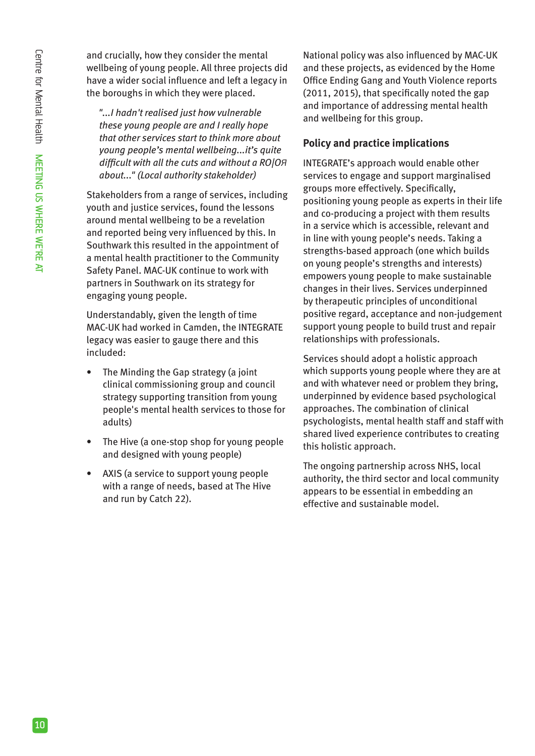and crucially, how they consider the mental wellbeing of young people. All three projects did have a wider social influence and left a legacy in the boroughs in which they were placed.

> *"...I hadn't realised just how vulnerable these young people are and I really hope that other services start to think more about young people's mental wellbeing...it's quite difficult with all the cuts and without a RO|OR about..." (Local authority stakeholder)*

Stakeholders from a range of services, including youth and justice services, found the lessons around mental wellbeing to be a revelation and reported being very influenced by this. In Southwark this resulted in the appointment of a mental health practitioner to the Community Safety Panel. MAC-UK continue to work with partners in Southwark on its strategy for engaging young people.

Understandably, given the length of time MAC-UK had worked in Camden, the INTEGRATE legacy was easier to gauge there and this included:

- The Minding the Gap strategy (a joint clinical commissioning group and council strategy supporting transition from young people's mental health services to those for adults)
- The Hive (a one-stop shop for young people and designed with young people)
- AXIS (a service to support young people with a range of needs, based at The Hive and run by Catch 22).

National policy was also influenced by MAC-UK and these projects, as evidenced by the Home Office Ending Gang and Youth Violence reports (2011, 2015), that specifically noted the gap and importance of addressing mental health and wellbeing for this group.

## Policy and practice implications

INTEGRATE's approach would enable other services to engage and support marginalised groups more effectively. Specifically, positioning young people as experts in their life and co-producing a project with them results in a service which is accessible, relevant and in line with young people's needs. Taking a strengths-based approach (one which builds on young people's strengths and interests) empowers young people to make sustainable changes in their lives. Services underpinned by therapeutic principles of unconditional positive regard, acceptance and non-judgement support young people to build trust and repair relationships with professionals.

Services should adopt a holistic approach which supports young people where they are at and with whatever need or problem they bring, underpinned by evidence based psychological approaches. The combination of clinical psychologists, mental health staff and staff with shared lived experience contributes to creating this holistic approach.

The ongoing partnership across NHS, local authority, the third sector and local community appears to be essential in embedding an effective and sustainable model.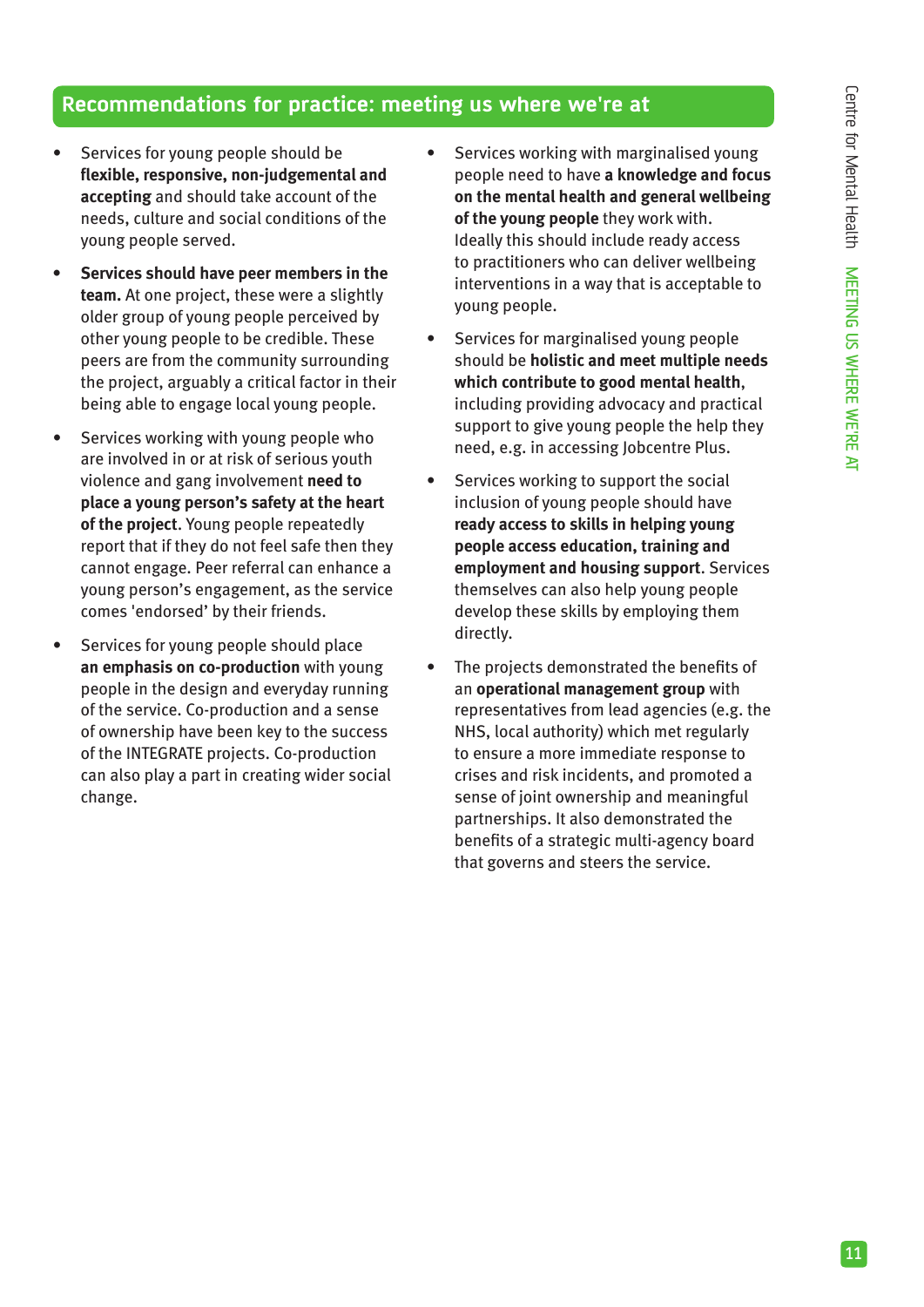## Recommendations for practice: meeting us where we're at

- Services for young people should be **flexible, responsive, non-judgemental and accepting** and should take account of the needs, culture and social conditions of the young people served.
- **Services should have peer members in the team.** At one project, these were a slightly older group of young people perceived by other young people to be credible. These peers are from the community surrounding the project, arguably a critical factor in their being able to engage local young people.
- Services working with young people who are involved in or at risk of serious youth violence and gang involvement **need to place a young person's safety at the heart of the project**. Young people repeatedly report that if they do not feel safe then they cannot engage. Peer referral can enhance a young person's engagement, as the service comes 'endorsed' by their friends.
- Services for young people should place **an emphasis on co-production** with young people in the design and everyday running of the service. Co-production and a sense of ownership have been key to the success of the INTEGRATE projects. Co-production can also play a part in creating wider social change.
- Services working with marginalised young people need to have **a knowledge and focus on the mental health and general wellbeing of the young people** they work with. Ideally this should include ready access to practitioners who can deliver wellbeing interventions in a way that is acceptable to young people.
- Services for marginalised young people should be **holistic and meet multiple needs which contribute to good mental health**, including providing advocacy and practical support to give young people the help they need, e.g. in accessing Jobcentre Plus.
- Services working to support the social inclusion of young people should have **ready access to skills in helping young people access education, training and employment and housing support**. Services themselves can also help young people develop these skills by employing them directly.
- The projects demonstrated the benefits of an **operational management group** with representatives from lead agencies (e.g. the NHS, local authority) which met regularly to ensure a more immediate response to crises and risk incidents, and promoted a sense of joint ownership and meaningful partnerships. It also demonstrated the benefits of a strategic multi-agency board that governs and steers the service.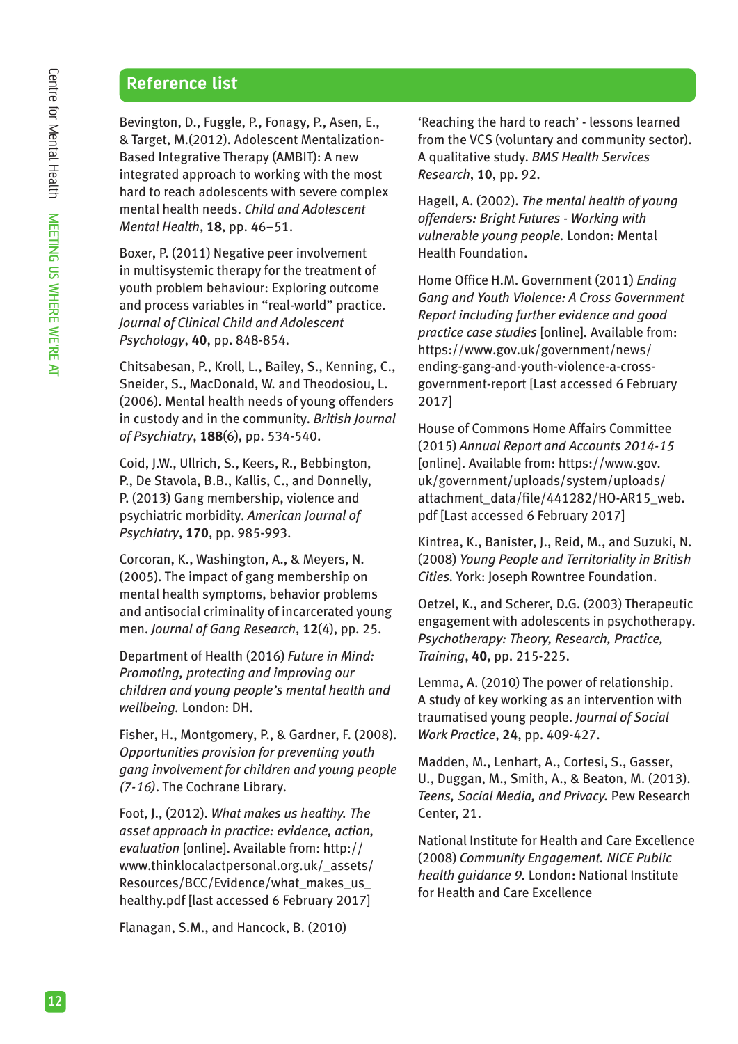## Reference list

Bevington, D., Fuggle, P., Fonagy, P., Asen, E., & Target, M.(2012). Adolescent Mentalization-Based Integrative Therapy (AMBIT): A new integrated approach to working with the most hard to reach adolescents with severe complex mental health needs. *Child and Adolescent Mental Health*, **18**, pp. 46–51.

Boxer, P. (2011) Negative peer involvement in multisystemic therapy for the treatment of youth problem behaviour: Exploring outcome and process variables in "real-world" practice. *Journal of Clinical Child and Adolescent Psychology*, **40**, pp. 848-854.

Chitsabesan, P., Kroll, L., Bailey, S., Kenning, C., Sneider, S., MacDonald, W. and Theodosiou, L. (2006). Mental health needs of young offenders in custody and in the community. *British Journal of Psychiatry*, **188**(6), pp. 534-540.

Coid, J.W., Ullrich, S., Keers, R., Bebbington, P., De Stavola, B.B., Kallis, C., and Donnelly, P. (2013) Gang membership, violence and psychiatric morbidity. *American Journal of Psychiatry*, **170**, pp. 985-993.

Corcoran, K., Washington, A., & Meyers, N. (2005). The impact of gang membership on mental health symptoms, behavior problems and antisocial criminality of incarcerated young men. *Journal of Gang Research*, **12**(4), pp. 25.

Department of Health (2016) *Future in Mind: Promoting, protecting and improving our children and young people's mental health and wellbeing.* London: DH.

Fisher, H., Montgomery, P., & Gardner, F. (2008). *Opportunities provision for preventing youth gang involvement for children and young people (7-16)*. The Cochrane Library.

Foot, J., (2012). *What makes us healthy. The asset approach in practice: evidence, action, evaluation* [online]. Available from: http://www.thinklocalactpersonal.org.uk/_assets/Resources/BCC/Evidence/what_makes_us_healthy.pdf [last accessed 6 February 2017]

Flanagan, S.M., and Hancock, B. (2010) 'Reaching the hard to reach' - lessons learned from the VCS (voluntary and community sector). A qualitative study. *BMS Health Services Research*, **10**, pp. 92.

Hagell, A. (2002). *The mental health of young offenders: Bright Futures - Working with vulnerable young people.* London: Mental Health Foundation.

Home Office H.M. Government (2011) *Ending Gang and Youth Violence: A Cross Government Report including further evidence and good practice case studies* [online]. Available from: https://www.gov.uk/government/news/ending-gang-and-youth-violence-a-cross-government-report [Last accessed 6 February 2017]

House of Commons Home Affairs Committee (2015) *Annual Report and Accounts 2014-15* [online]. Available from: https://www.gov.uk/government/uploads/system/uploads/attachment_data/file/441282/HO-AR15_web.pdf [Last accessed 6 February 2017]

Kintrea, K., Banister, J., Reid, M., and Suzuki, N. (2008) *Young People and Territoriality in British Cities.* York: Joseph Rowntree Foundation.

Oetzel, K., and Scherer, D.G. (2003) Therapeutic engagement with adolescents in psychotherapy. *Psychotherapy: Theory, Research, Practice, Training*, **40**, pp. 215-225.

Lemma, A. (2010) The power of relationship. A study of key working as an intervention with traumatised young people. *Journal of Social Work Practice*, **24**, pp. 409-427.

Madden, M., Lenhart, A., Cortesi, S., Gasser, U., Duggan, M., Smith, A., & Beaton, M. (2013). *Teens, Social Media, and Privacy.* Pew Research Center, 21.

National Institute for Health and Care Excellence (2008) *Community Engagement. NICE Public health guidance 9.* London: National Institute for Health and Care Excellence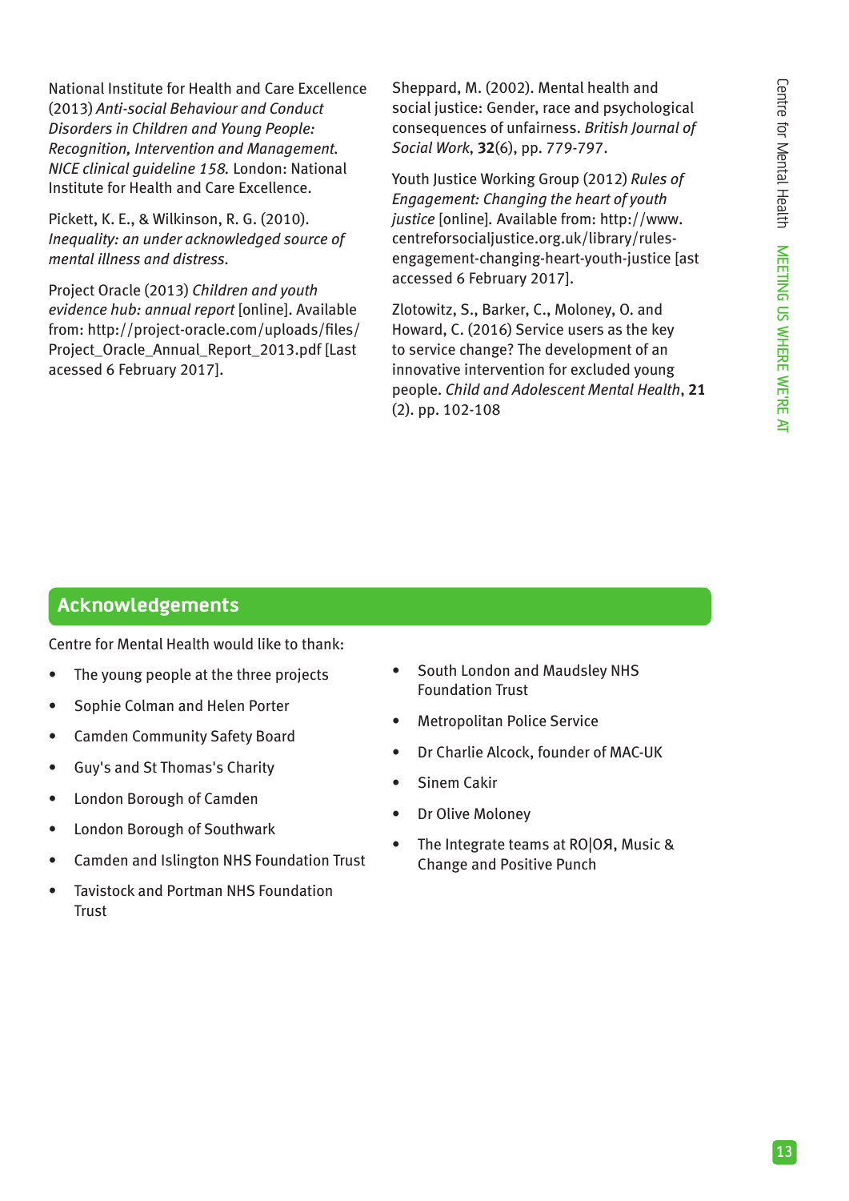National Institute for Health and Care Excellence (2013) *Anti-social Behaviour and Conduct Disorders in Children and Young People: Recognition, Intervention and Management. NICE clinical guideline 158.* London: National Institute for Health and Care Excellence.

Pickett, K. E., & Wilkinson, R. G. (2010). *Inequality: an under acknowledged source of mental illness and distress.*

Project Oracle (2013) *Children and youth evidence hub: annual report* [online]. Available from: http://project-oracle.com/uploads/files/Project_Oracle_Annual_Report_2013.pdf [Last acessed 6 February 2017].

Sheppard, M. (2002). Mental health and social justice: Gender, race and psychological consequences of unfairness. *British Journal of Social Work*, **32**(6), pp. 779-797.

Youth Justice Working Group (2012) *Rules of Engagement: Changing the heart of youth justice* [online]. Available from: http://www.centreforsocialjustice.org.uk/library/rules-engagement-changing-heart-youth-justice [ast accessed 6 February 2017].

Zlotowitz, S., Barker, C., Moloney, O. and Howard, C. (2016) Service users as the key to service change? The development of an innovative intervention for excluded young people. *Child and Adolescent Mental Health*, **21** (2). pp. 102-108

## Acknowledgements

Centre for Mental Health would like to thank:

- The young people at the three projects
- Sophie Colman and Helen Porter
- Camden Community Safety Board
- Guy's and St Thomas's Charity
- London Borough of Camden
- London Borough of Southwark
- Camden and Islington NHS Foundation Trust
- Tavistock and Portman NHS Foundation Trust
- South London and Maudsley NHS Foundation Trust
- Metropolitan Police Service
- Dr Charlie Alcock, founder of MAC-UK
- Sinem Cakir
- Dr Olive Moloney
- The Integrate teams at RO|OЯ, Music & Change and Positive Punch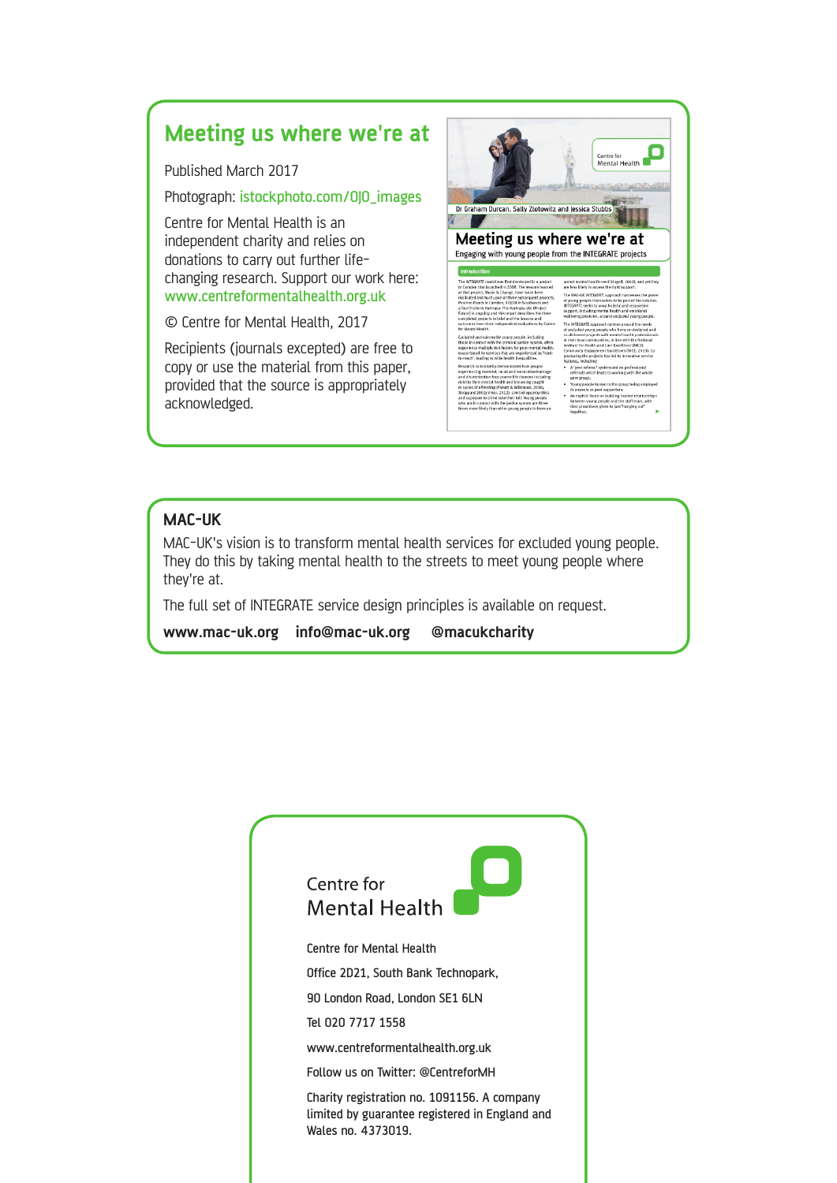## Meeting us where we're at

Published March 2017

Photograph: istockphoto.com/OJO_images

Centre for Mental Health is an independent charity and relies on donations to carry out further life-changing research. Support our work here: www.centreformentalhealth.org.uk

© Centre for Mental Health, 2017

Recipients (journals excepted) are free to copy or use the material from this paper, provided that the source is appropriately acknowledged.

## MAC-UK

MAC-UK's vision is to transform mental health services for excluded young people. They do this by taking mental health to the streets to meet young people where they're at.

The full set of INTEGRATE service design principles is available on request.

**www.mac-uk.org** **info@mac-uk.org** **@macukcharity**

Centre for Mental Health

Centre for Mental Health

Office 2D21, South Bank Technopark,

90 London Road, London SE1 6LN

Tel 020 7717 1558

www.centreformentalhealth.org.uk

Follow us on Twitter: @CentreforMH

Charity registration no. 1091156. A company limited by guarantee registered in England and Wales no. 4373019.